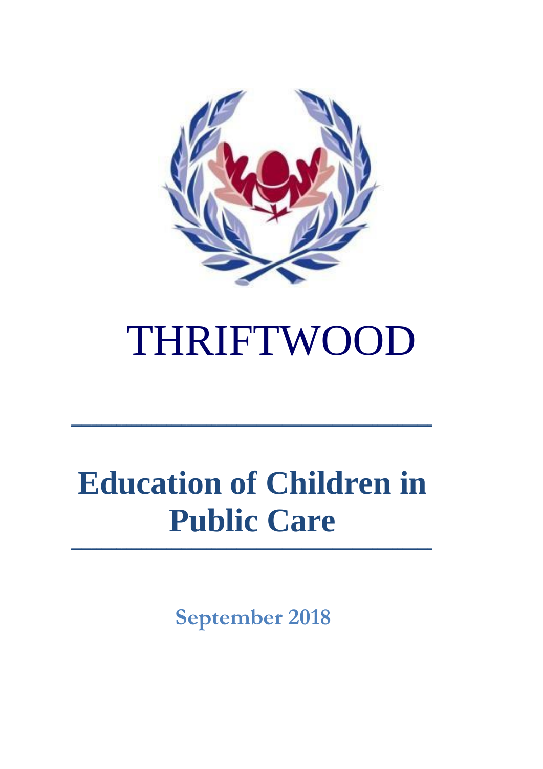# THRIFTWOOD

---

# Education of Children in Public Care

---

**September 2018**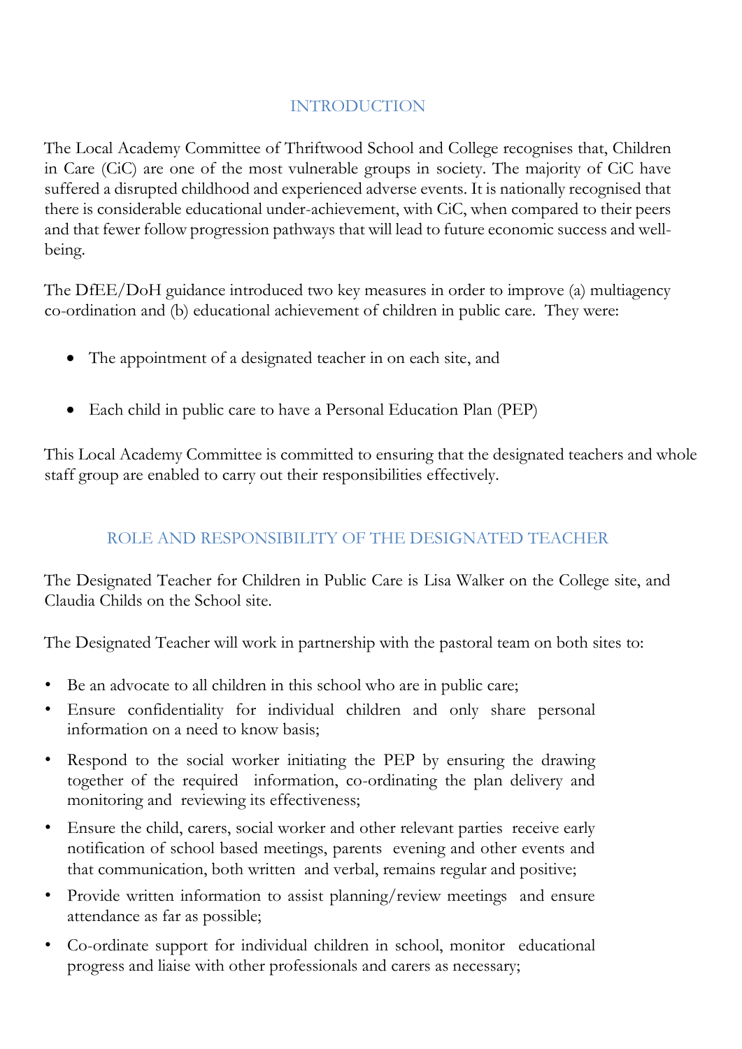## INTRODUCTION

The Local Academy Committee of Thriftwood School and College recognises that, Children in Care (CiC) are one of the most vulnerable groups in society. The majority of CiC have suffered a disrupted childhood and experienced adverse events. It is nationally recognised that there is considerable educational under-achievement, with CiC, when compared to their peers and that fewer follow progression pathways that will lead to future economic success and well-being.

The DfEE/DoH guidance introduced two key measures in order to improve (a) multiagency co-ordination and (b) educational achievement of children in public care. They were:

- The appointment of a designated teacher in on each site, and
- Each child in public care to have a Personal Education Plan (PEP)

This Local Academy Committee is committed to ensuring that the designated teachers and whole staff group are enabled to carry out their responsibilities effectively.

## ROLE AND RESPONSIBILITY OF THE DESIGNATED TEACHER

The Designated Teacher for Children in Public Care is Lisa Walker on the College site, and Claudia Childs on the School site.

The Designated Teacher will work in partnership with the pastoral team on both sites to:

- Be an advocate to all children in this school who are in public care;
- Ensure confidentiality for individual children and only share personal information on a need to know basis;
- Respond to the social worker initiating the PEP by ensuring the drawing together of the required information, co-ordinating the plan delivery and monitoring and reviewing its effectiveness;
- Ensure the child, carers, social worker and other relevant parties receive early notification of school based meetings, parents evening and other events and that communication, both written and verbal, remains regular and positive;
- Provide written information to assist planning/review meetings and ensure attendance as far as possible;
- Co-ordinate support for individual children in school, monitor educational progress and liaise with other professionals and carers as necessary;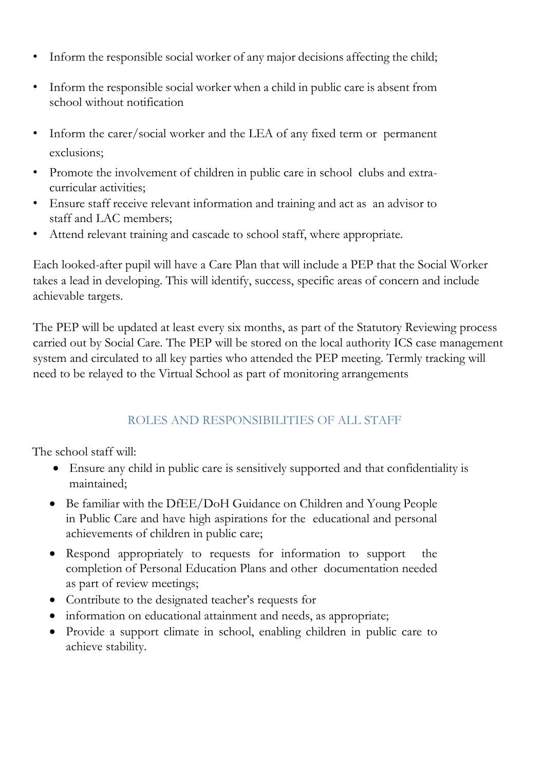- Inform the responsible social worker of any major decisions affecting the child;
- Inform the responsible social worker when a child in public care is absent from school without notification
- Inform the carer/social worker and the LEA of any fixed term or permanent exclusions;
- Promote the involvement of children in public care in school clubs and extra-curricular activities;
- Ensure staff receive relevant information and training and act as an advisor to staff and LAC members;
- Attend relevant training and cascade to school staff, where appropriate.

Each looked-after pupil will have a Care Plan that will include a PEP that the Social Worker takes a lead in developing. This will identify, success, specific areas of concern and include achievable targets.

The PEP will be updated at least every six months, as part of the Statutory Reviewing process carried out by Social Care. The PEP will be stored on the local authority ICS case management system and circulated to all key parties who attended the PEP meeting. Termly tracking will need to be relayed to the Virtual School as part of monitoring arrangements

## ROLES AND RESPONSIBILITIES OF ALL STAFF

The school staff will:

- Ensure any child in public care is sensitively supported and that confidentiality is maintained;
- Be familiar with the DfEE/DoH Guidance on Children and Young People in Public Care and have high aspirations for the educational and personal achievements of children in public care;
- Respond appropriately to requests for information to support the completion of Personal Education Plans and other documentation needed as part of review meetings;
- Contribute to the designated teacher's requests for
- information on educational attainment and needs, as appropriate;
- Provide a support climate in school, enabling children in public care to achieve stability.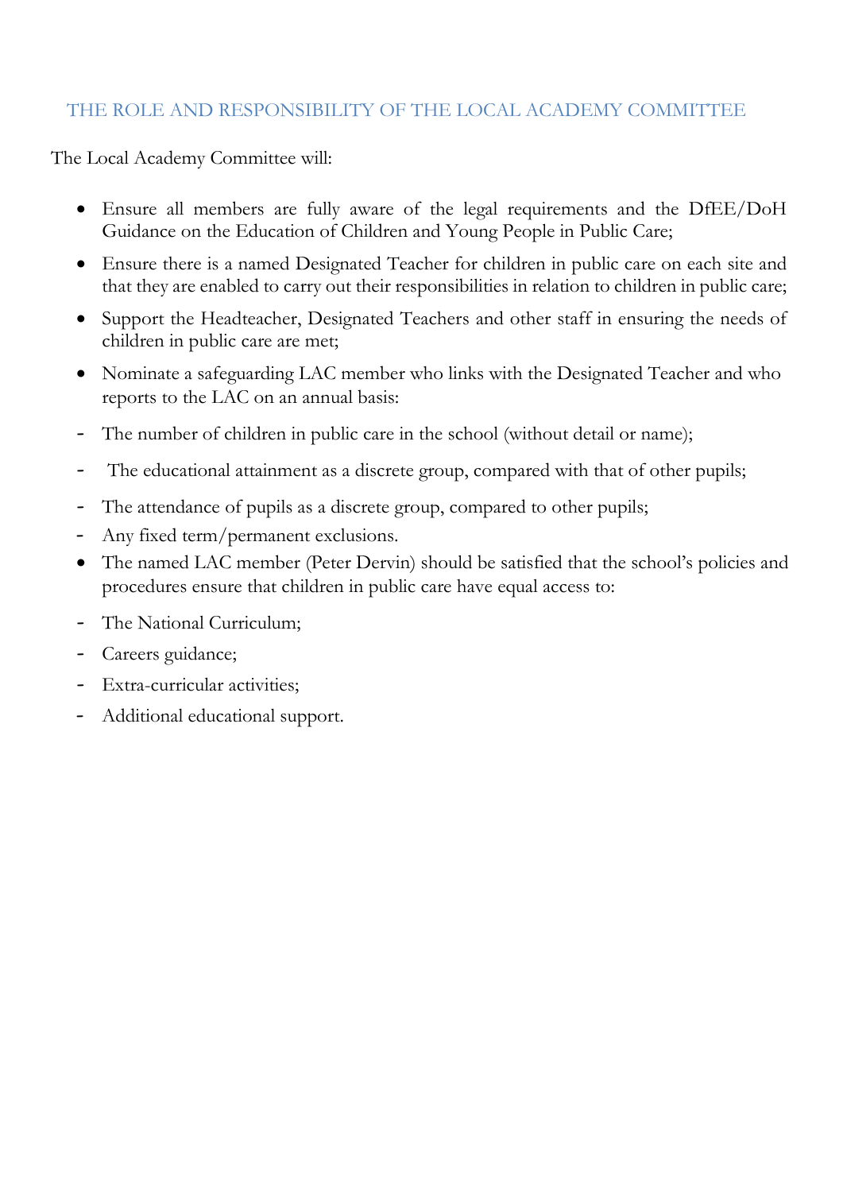## THE ROLE AND RESPONSIBILITY OF THE LOCAL ACADEMY COMMITTEE

The Local Academy Committee will:

- Ensure all members are fully aware of the legal requirements and the DfEE/DoH Guidance on the Education of Children and Young People in Public Care;
- Ensure there is a named Designated Teacher for children in public care on each site and that they are enabled to carry out their responsibilities in relation to children in public care;
- Support the Headteacher, Designated Teachers and other staff in ensuring the needs of children in public care are met;
- Nominate a safeguarding LAC member who links with the Designated Teacher and who reports to the LAC on an annual basis:
  - The number of children in public care in the school (without detail or name);
  - The educational attainment as a discrete group, compared with that of other pupils;
  - The attendance of pupils as a discrete group, compared to other pupils;
  - Any fixed term/permanent exclusions.
- The named LAC member (Peter Dervin) should be satisfied that the school's policies and procedures ensure that children in public care have equal access to:
  - The National Curriculum;
  - Careers guidance;
  - Extra-curricular activities;
  - Additional educational support.